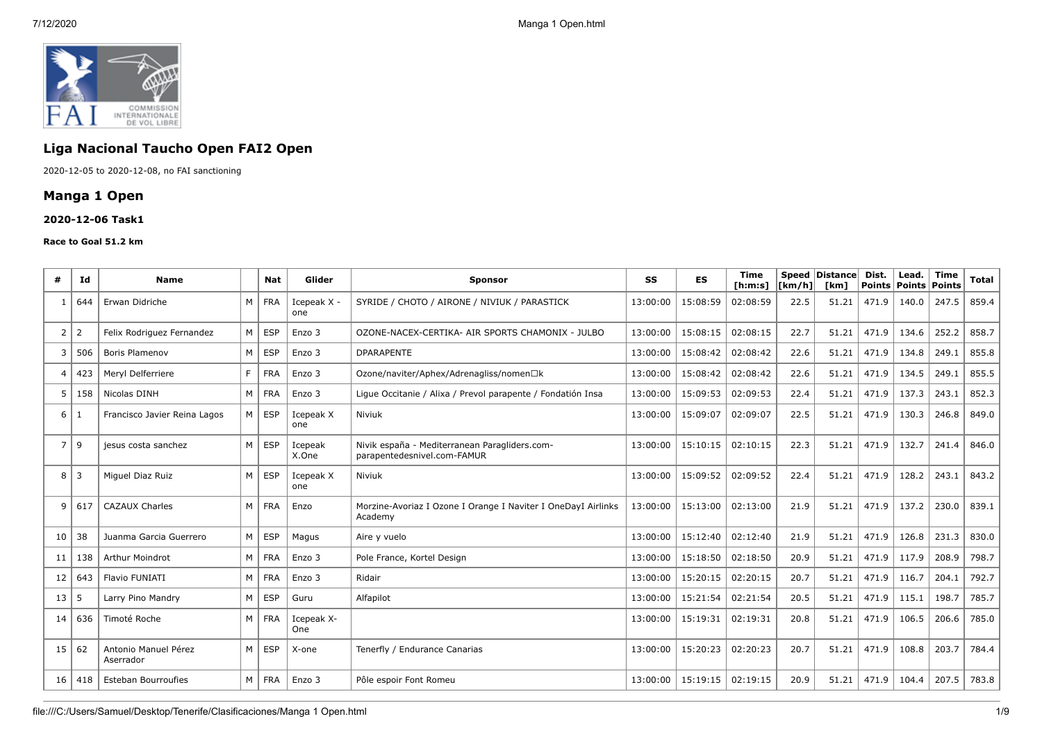## Liga Nacional Taucho Open FAI2 Open

2020-12-05 to 2020-12-08, no FAI sanctioning

## Manga 1 Open

#### 2020-12-06 Task1

##### Race to Goal 51.2 km

| # | Id | Name | | Nat | Glider | Sponsor | SS | ES | Time [h:m:s] | Speed [km/h] | Distance [km] | Dist. Points | Lead. Points | Time Points | Total |
|---|---|---|---|---|---|---|---|---|---|---|---|---|---|---|---|
| 1 | 644 | Erwan Didriche | M | FRA | Icepeak X - one | SYRIDE / CHOTO / AIRONE / NIVIUK / PARASTICK | 13:00:00 | 15:08:59 | 02:08:59 | 22.5 | 51.21 | 471.9 | 140.0 | 247.5 | 859.4 |
| 2 | 2 | Felix Rodriguez Fernandez | M | ESP | Enzo 3 | OZONE-NACEX-CERTIKA- AIR SPORTS CHAMONIX - JULBO | 13:00:00 | 15:08:15 | 02:08:15 | 22.7 | 51.21 | 471.9 | 134.6 | 252.2 | 858.7 |
| 3 | 506 | Boris Plamenov | M | ESP | Enzo 3 | DPARAPENTE | 13:00:00 | 15:08:42 | 02:08:42 | 22.6 | 51.21 | 471.9 | 134.8 | 249.1 | 855.8 |
| 4 | 423 | Meryl Delferriere | F | FRA | Enzo 3 | Ozone/naviter/Aphex/Adrenagliss/nomen□k | 13:00:00 | 15:08:42 | 02:08:42 | 22.6 | 51.21 | 471.9 | 134.5 | 249.1 | 855.5 |
| 5 | 158 | Nicolas DINH | M | FRA | Enzo 3 | Ligue Occitanie / Alixa / Prevol parapente / Fondatión Insa | 13:00:00 | 15:09:53 | 02:09:53 | 22.4 | 51.21 | 471.9 | 137.3 | 243.1 | 852.3 |
| 6 | 1 | Francisco Javier Reina Lagos | M | ESP | Icepeak X one | Niviuk | 13:00:00 | 15:09:07 | 02:09:07 | 22.5 | 51.21 | 471.9 | 130.3 | 246.8 | 849.0 |
| 7 | 9 | jesus costa sanchez | M | ESP | Icepeak X.One | Nivik españa - Mediterranean Paragliders.com-parapentedesnivel.com-FAMUR | 13:00:00 | 15:10:15 | 02:10:15 | 22.3 | 51.21 | 471.9 | 132.7 | 241.4 | 846.0 |
| 8 | 3 | Miguel Diaz Ruiz | M | ESP | Icepeak X one | Niviuk | 13:00:00 | 15:09:52 | 02:09:52 | 22.4 | 51.21 | 471.9 | 128.2 | 243.1 | 843.2 |
| 9 | 617 | CAZAUX Charles | M | FRA | Enzo | Morzine-Avoriaz I Ozone I Orange I Naviter I OneDayI Airlinks Academy | 13:00:00 | 15:13:00 | 02:13:00 | 21.9 | 51.21 | 471.9 | 137.2 | 230.0 | 839.1 |
| 10 | 38 | Juanma Garcia Guerrero | M | ESP | Magus | Aire y vuelo | 13:00:00 | 15:12:40 | 02:12:40 | 21.9 | 51.21 | 471.9 | 126.8 | 231.3 | 830.0 |
| 11 | 138 | Arthur Moindrot | M | FRA | Enzo 3 | Pole France, Kortel Design | 13:00:00 | 15:18:50 | 02:18:50 | 20.9 | 51.21 | 471.9 | 117.9 | 208.9 | 798.7 |
| 12 | 643 | Flavio FUNIATI | M | FRA | Enzo 3 | Ridair | 13:00:00 | 15:20:15 | 02:20:15 | 20.7 | 51.21 | 471.9 | 116.7 | 204.1 | 792.7 |
| 13 | 5 | Larry Pino Mandry | M | ESP | Guru | Alfapilot | 13:00:00 | 15:21:54 | 02:21:54 | 20.5 | 51.21 | 471.9 | 115.1 | 198.7 | 785.7 |
| 14 | 636 | Timoté Roche | M | FRA | Icepeak X-One | | 13:00:00 | 15:19:31 | 02:19:31 | 20.8 | 51.21 | 471.9 | 106.5 | 206.6 | 785.0 |
| 15 | 62 | Antonio Manuel Pérez Aserrador | M | ESP | X-one | Tenerfly / Endurance Canarias | 13:00:00 | 15:20:23 | 02:20:23 | 20.7 | 51.21 | 471.9 | 108.8 | 203.7 | 784.4 |
| 16 | 418 | Esteban Bourroufies | M | FRA | Enzo 3 | Pôle espoir Font Romeu | 13:00:00 | 15:19:15 | 02:19:15 | 20.9 | 51.21 | 471.9 | 104.4 | 207.5 | 783.8 |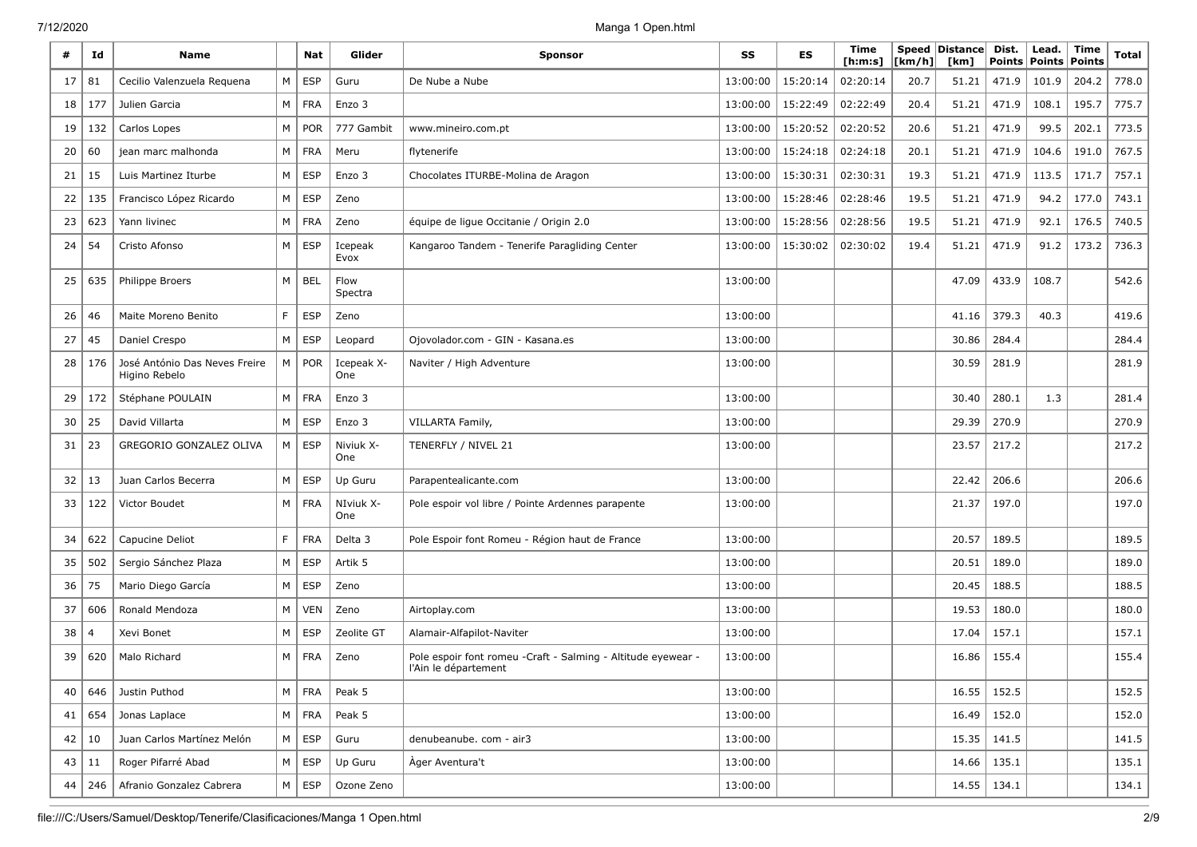| # | Id | Name | | Nat | Glider | Sponsor | SS | ES | Time [h:m:s] | Speed [km/h] | Distance [km] | Dist. Points | Lead. Points | Time Points | Total |
|---|---|---|---|---|---|---|---|---|---|---|---|---|---|---|---|
| 17 | 81 | Cecilio Valenzuela Requena | M | ESP | Guru | De Nube a Nube | 13:00:00 | 15:20:14 | 02:20:14 | 20.7 | 51.21 | 471.9 | 101.9 | 204.2 | 778.0 |
| 18 | 177 | Julien Garcia | M | FRA | Enzo 3 | | 13:00:00 | 15:22:49 | 02:22:49 | 20.4 | 51.21 | 471.9 | 108.1 | 195.7 | 775.7 |
| 19 | 132 | Carlos Lopes | M | POR | 777 Gambit | www.mineiro.com.pt | 13:00:00 | 15:20:52 | 02:20:52 | 20.6 | 51.21 | 471.9 | 99.5 | 202.1 | 773.5 |
| 20 | 60 | jean marc malhonda | M | FRA | Meru | flytenerife | 13:00:00 | 15:24:18 | 02:24:18 | 20.1 | 51.21 | 471.9 | 104.6 | 191.0 | 767.5 |
| 21 | 15 | Luis Martinez Iturbe | M | ESP | Enzo 3 | Chocolates ITURBE-Molina de Aragon | 13:00:00 | 15:30:31 | 02:30:31 | 19.3 | 51.21 | 471.9 | 113.5 | 171.7 | 757.1 |
| 22 | 135 | Francisco López Ricardo | M | ESP | Zeno | | 13:00:00 | 15:28:46 | 02:28:46 | 19.5 | 51.21 | 471.9 | 94.2 | 177.0 | 743.1 |
| 23 | 623 | Yann livinec | M | FRA | Zeno | équipe de ligue Occitanie / Origin 2.0 | 13:00:00 | 15:28:56 | 02:28:56 | 19.5 | 51.21 | 471.9 | 92.1 | 176.5 | 740.5 |
| 24 | 54 | Cristo Afonso | M | ESP | Icepeak Evox | Kangaroo Tandem - Tenerife Paragliding Center | 13:00:00 | 15:30:02 | 02:30:02 | 19.4 | 51.21 | 471.9 | 91.2 | 173.2 | 736.3 |
| 25 | 635 | Philippe Broers | M | BEL | Flow Spectra | | 13:00:00 | | | | 47.09 | 433.9 | 108.7 | | 542.6 |
| 26 | 46 | Maite Moreno Benito | F | ESP | Zeno | | 13:00:00 | | | | 41.16 | 379.3 | 40.3 | | 419.6 |
| 27 | 45 | Daniel Crespo | M | ESP | Leopard | Ojovolador.com - GIN - Kasana.es | 13:00:00 | | | | 30.86 | 284.4 | | | 284.4 |
| 28 | 176 | José António Das Neves Freire Higino Rebelo | M | POR | Icepeak X-One | Naviter / High Adventure | 13:00:00 | | | | 30.59 | 281.9 | | | 281.9 |
| 29 | 172 | Stéphane POULAIN | M | FRA | Enzo 3 | | 13:00:00 | | | | 30.40 | 280.1 | 1.3 | | 281.4 |
| 30 | 25 | David Villarta | M | ESP | Enzo 3 | VILLARTA Family, | 13:00:00 | | | | 29.39 | 270.9 | | | 270.9 |
| 31 | 23 | GREGORIO GONZALEZ OLIVA | M | ESP | Niviuk X-One | TENERFLY / NIVEL 21 | 13:00:00 | | | | 23.57 | 217.2 | | | 217.2 |
| 32 | 13 | Juan Carlos Becerra | M | ESP | Up Guru | Parapentealicante.com | 13:00:00 | | | | 22.42 | 206.6 | | | 206.6 |
| 33 | 122 | Victor Boudet | M | FRA | NIviuk X-One | Pole espoir vol libre / Pointe Ardennes parapente | 13:00:00 | | | | 21.37 | 197.0 | | | 197.0 |
| 34 | 622 | Capucine Deliot | F | FRA | Delta 3 | Pole Espoir font Romeu - Région haut de France | 13:00:00 | | | | 20.57 | 189.5 | | | 189.5 |
| 35 | 502 | Sergio Sánchez Plaza | M | ESP | Artik 5 | | 13:00:00 | | | | 20.51 | 189.0 | | | 189.0 |
| 36 | 75 | Mario Diego García | M | ESP | Zeno | | 13:00:00 | | | | 20.45 | 188.5 | | | 188.5 |
| 37 | 606 | Ronald Mendoza | M | VEN | Zeno | Airtoplay.com | 13:00:00 | | | | 19.53 | 180.0 | | | 180.0 |
| 38 | 4 | Xevi Bonet | M | ESP | Zeolite GT | Alamair-Alfapilot-Naviter | 13:00:00 | | | | 17.04 | 157.1 | | | 157.1 |
| 39 | 620 | Malo Richard | M | FRA | Zeno | Pole espoir font romeu -Craft - Salming - Altitude eyewear - l'Ain le département | 13:00:00 | | | | 16.86 | 155.4 | | | 155.4 |
| 40 | 646 | Justin Puthod | M | FRA | Peak 5 | | 13:00:00 | | | | 16.55 | 152.5 | | | 152.5 |
| 41 | 654 | Jonas Laplace | M | FRA | Peak 5 | | 13:00:00 | | | | 16.49 | 152.0 | | | 152.0 |
| 42 | 10 | Juan Carlos Martínez Melón | M | ESP | Guru | denubeanube. com - air3 | 13:00:00 | | | | 15.35 | 141.5 | | | 141.5 |
| 43 | 11 | Roger Pifarré Abad | M | ESP | Up Guru | Àger Aventura't | 13:00:00 | | | | 14.66 | 135.1 | | | 135.1 |
| 44 | 246 | Afranio Gonzalez Cabrera | M | ESP | Ozone Zeno | | 13:00:00 | | | | 14.55 | 134.1 | | | 134.1 |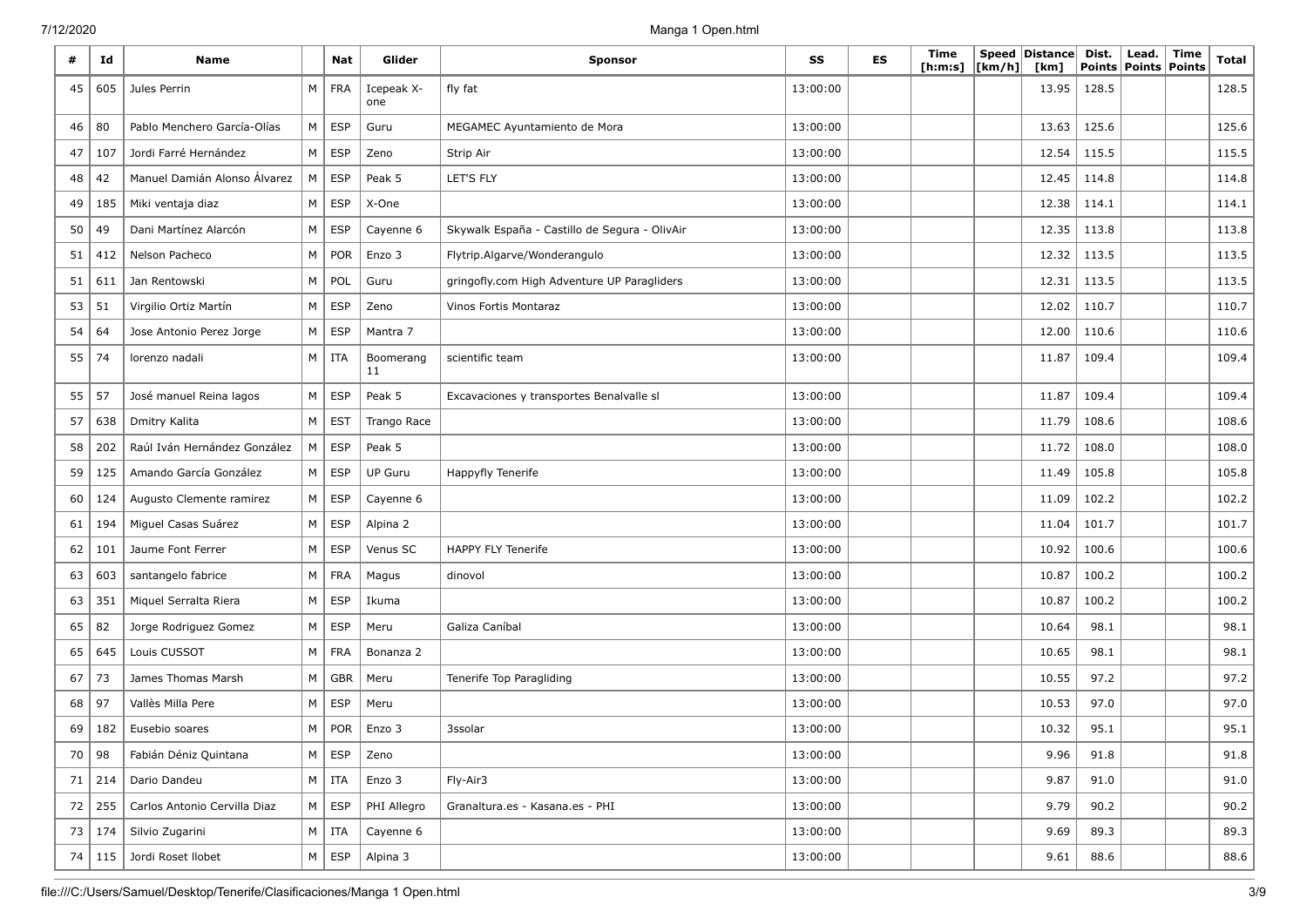| # | Id | Name | | Nat | Glider | Sponsor | SS | ES | Time [h:m:s] | Speed [km/h] | Distance [km] | Dist. Points | Lead. Points | Time Points | Total |
|---|---|---|---|---|---|---|---|---|---|---|---|---|---|---|---|
| 45 | 605 | Jules Perrin | M | FRA | Icepeak X-one | fly fat | 13:00:00 | | | | 13.95 | 128.5 | | | 128.5 |
| 46 | 80 | Pablo Menchero García-Olías | M | ESP | Guru | MEGAMEC Ayuntamiento de Mora | 13:00:00 | | | | 13.63 | 125.6 | | | 125.6 |
| 47 | 107 | Jordi Farré Hernández | M | ESP | Zeno | Strip Air | 13:00:00 | | | | 12.54 | 115.5 | | | 115.5 |
| 48 | 42 | Manuel Damián Alonso Álvarez | M | ESP | Peak 5 | LET'S FLY | 13:00:00 | | | | 12.45 | 114.8 | | | 114.8 |
| 49 | 185 | Miki ventaja diaz | M | ESP | X-One | | 13:00:00 | | | | 12.38 | 114.1 | | | 114.1 |
| 50 | 49 | Dani Martínez Alarcón | M | ESP | Cayenne 6 | Skywalk España - Castillo de Segura - OlivAir | 13:00:00 | | | | 12.35 | 113.8 | | | 113.8 |
| 51 | 412 | Nelson Pacheco | M | POR | Enzo 3 | Flytrip.Algarve/Wonderangulo | 13:00:00 | | | | 12.32 | 113.5 | | | 113.5 |
| 51 | 611 | Jan Rentowski | M | POL | Guru | gringofly.com High Adventure UP Paragliders | 13:00:00 | | | | 12.31 | 113.5 | | | 113.5 |
| 53 | 51 | Virgilio Ortiz Martín | M | ESP | Zeno | Vinos Fortis Montaraz | 13:00:00 | | | | 12.02 | 110.7 | | | 110.7 |
| 54 | 64 | Jose Antonio Perez Jorge | M | ESP | Mantra 7 | | 13:00:00 | | | | 12.00 | 110.6 | | | 110.6 |
| 55 | 74 | lorenzo nadali | M | ITA | Boomerang 11 | scientific team | 13:00:00 | | | | 11.87 | 109.4 | | | 109.4 |
| 55 | 57 | José manuel Reina lagos | M | ESP | Peak 5 | Excavaciones y transportes Benalvalle sl | 13:00:00 | | | | 11.87 | 109.4 | | | 109.4 |
| 57 | 638 | Dmitry Kalita | M | EST | Trango Race | | 13:00:00 | | | | 11.79 | 108.6 | | | 108.6 |
| 58 | 202 | Raúl Iván Hernández González | M | ESP | Peak 5 | | 13:00:00 | | | | 11.72 | 108.0 | | | 108.0 |
| 59 | 125 | Amando García González | M | ESP | UP Guru | Happyfly Tenerife | 13:00:00 | | | | 11.49 | 105.8 | | | 105.8 |
| 60 | 124 | Augusto Clemente ramirez | M | ESP | Cayenne 6 | | 13:00:00 | | | | 11.09 | 102.2 | | | 102.2 |
| 61 | 194 | Miguel Casas Suárez | M | ESP | Alpina 2 | | 13:00:00 | | | | 11.04 | 101.7 | | | 101.7 |
| 62 | 101 | Jaume Font Ferrer | M | ESP | Venus SC | HAPPY FLY Tenerife | 13:00:00 | | | | 10.92 | 100.6 | | | 100.6 |
| 63 | 603 | santangelo fabrice | M | FRA | Magus | dinovol | 13:00:00 | | | | 10.87 | 100.2 | | | 100.2 |
| 63 | 351 | Miquel Serralta Riera | M | ESP | Ikuma | | 13:00:00 | | | | 10.87 | 100.2 | | | 100.2 |
| 65 | 82 | Jorge Rodriguez Gomez | M | ESP | Meru | Galiza Caníbal | 13:00:00 | | | | 10.64 | 98.1 | | | 98.1 |
| 65 | 645 | Louis CUSSOT | M | FRA | Bonanza 2 | | 13:00:00 | | | | 10.65 | 98.1 | | | 98.1 |
| 67 | 73 | James Thomas Marsh | M | GBR | Meru | Tenerife Top Paragliding | 13:00:00 | | | | 10.55 | 97.2 | | | 97.2 |
| 68 | 97 | Vallès Milla Pere | M | ESP | Meru | | 13:00:00 | | | | 10.53 | 97.0 | | | 97.0 |
| 69 | 182 | Eusebio soares | M | POR | Enzo 3 | 3ssolar | 13:00:00 | | | | 10.32 | 95.1 | | | 95.1 |
| 70 | 98 | Fabián Déniz Quintana | M | ESP | Zeno | | 13:00:00 | | | | 9.96 | 91.8 | | | 91.8 |
| 71 | 214 | Dario Dandeu | M | ITA | Enzo 3 | Fly-Air3 | 13:00:00 | | | | 9.87 | 91.0 | | | 91.0 |
| 72 | 255 | Carlos Antonio Cervilla Diaz | M | ESP | PHI Allegro | Granaltura.es - Kasana.es - PHI | 13:00:00 | | | | 9.79 | 90.2 | | | 90.2 |
| 73 | 174 | Silvio Zugarini | M | ITA | Cayenne 6 | | 13:00:00 | | | | 9.69 | 89.3 | | | 89.3 |
| 74 | 115 | Jordi Roset llobet | M | ESP | Alpina 3 | | 13:00:00 | | | | 9.61 | 88.6 | | | 88.6 |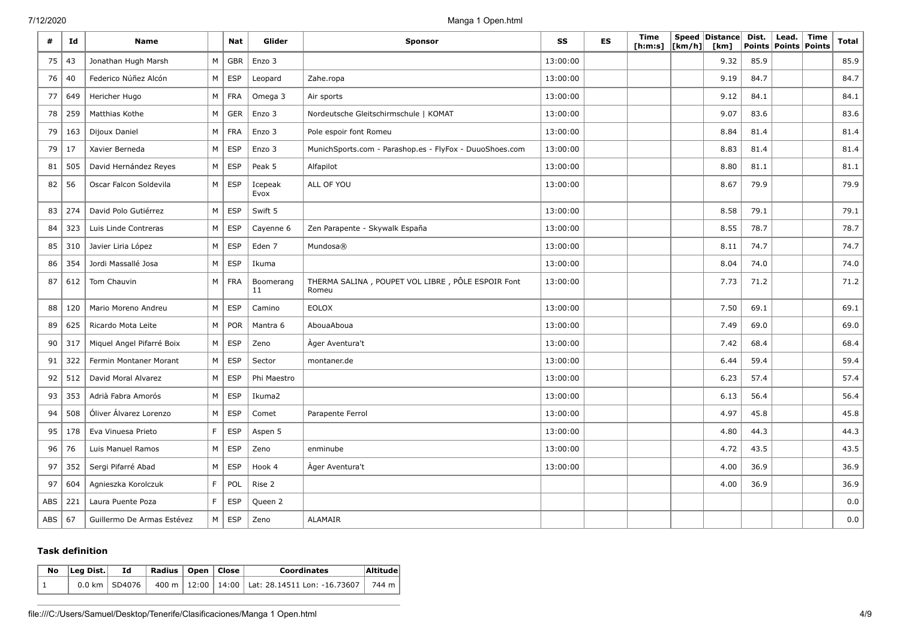| # | Id | Name | | Nat | Glider | Sponsor | SS | ES | Time [h:m:s] | Speed [km/h] | Distance [km] | Dist. Points | Lead. Points | Time Points | Total |
|---|---|---|---|---|---|---|---|---|---|---|---|---|---|---|---|
| 75 | 43 | Jonathan Hugh Marsh | M | GBR | Enzo 3 | | 13:00:00 | | | | 9.32 | 85.9 | | | 85.9 |
| 76 | 40 | Federico Núñez Alcón | M | ESP | Leopard | Zahe.ropa | 13:00:00 | | | | 9.19 | 84.7 | | | 84.7 |
| 77 | 649 | Hericher Hugo | M | FRA | Omega 3 | Air sports | 13:00:00 | | | | 9.12 | 84.1 | | | 84.1 |
| 78 | 259 | Matthias Kothe | M | GER | Enzo 3 | Nordeutsche Gleitschirmschule \| KOMAT | 13:00:00 | | | | 9.07 | 83.6 | | | 83.6 |
| 79 | 163 | Dijoux Daniel | M | FRA | Enzo 3 | Pole espoir font Romeu | 13:00:00 | | | | 8.84 | 81.4 | | | 81.4 |
| 79 | 17 | Xavier Berneda | M | ESP | Enzo 3 | MunichSports.com - Parashop.es - FlyFox - DuuoShoes.com | 13:00:00 | | | | 8.83 | 81.4 | | | 81.4 |
| 81 | 505 | David Hernández Reyes | M | ESP | Peak 5 | Alfapilot | 13:00:00 | | | | 8.80 | 81.1 | | | 81.1 |
| 82 | 56 | Oscar Falcon Soldevila | M | ESP | Icepeak Evox | ALL OF YOU | 13:00:00 | | | | 8.67 | 79.9 | | | 79.9 |
| 83 | 274 | David Polo Gutiérrez | M | ESP | Swift 5 | | 13:00:00 | | | | 8.58 | 79.1 | | | 79.1 |
| 84 | 323 | Luis Linde Contreras | M | ESP | Cayenne 6 | Zen Parapente - Skywalk España | 13:00:00 | | | | 8.55 | 78.7 | | | 78.7 |
| 85 | 310 | Javier Liria López | M | ESP | Eden 7 | Mundosa® | 13:00:00 | | | | 8.11 | 74.7 | | | 74.7 |
| 86 | 354 | Jordi Massallé Josa | M | ESP | Ikuma | | 13:00:00 | | | | 8.04 | 74.0 | | | 74.0 |
| 87 | 612 | Tom Chauvin | M | FRA | Boomerang 11 | THERMA SALINA , POUPET VOL LIBRE , PÔLE ESPOIR Font Romeu | 13:00:00 | | | | 7.73 | 71.2 | | | 71.2 |
| 88 | 120 | Mario Moreno Andreu | M | ESP | Camino | EOLOX | 13:00:00 | | | | 7.50 | 69.1 | | | 69.1 |
| 89 | 625 | Ricardo Mota Leite | M | POR | Mantra 6 | AbouaAboua | 13:00:00 | | | | 7.49 | 69.0 | | | 69.0 |
| 90 | 317 | Miquel Angel Pifarré Boix | M | ESP | Zeno | Àger Aventura't | 13:00:00 | | | | 7.42 | 68.4 | | | 68.4 |
| 91 | 322 | Fermin Montaner Morant | M | ESP | Sector | montaner.de | 13:00:00 | | | | 6.44 | 59.4 | | | 59.4 |
| 92 | 512 | David Moral Alvarez | M | ESP | Phi Maestro | | 13:00:00 | | | | 6.23 | 57.4 | | | 57.4 |
| 93 | 353 | Adrià Fabra Amorós | M | ESP | Ikuma2 | | 13:00:00 | | | | 6.13 | 56.4 | | | 56.4 |
| 94 | 508 | Óliver Álvarez Lorenzo | M | ESP | Comet | Parapente Ferrol | 13:00:00 | | | | 4.97 | 45.8 | | | 45.8 |
| 95 | 178 | Eva Vinuesa Prieto | F | ESP | Aspen 5 | | 13:00:00 | | | | 4.80 | 44.3 | | | 44.3 |
| 96 | 76 | Luis Manuel Ramos | M | ESP | Zeno | enminube | 13:00:00 | | | | 4.72 | 43.5 | | | 43.5 |
| 97 | 352 | Sergi Pifarré Abad | M | ESP | Hook 4 | Àger Aventura't | 13:00:00 | | | | 4.00 | 36.9 | | | 36.9 |
| 97 | 604 | Agnieszka Korolczuk | F | POL | Rise 2 | | | | | | 4.00 | 36.9 | | | 36.9 |
| ABS | 221 | Laura Puente Poza | F | ESP | Queen 2 | | | | | | | | | | 0.0 |
| ABS | 67 | Guillermo De Armas Estévez | M | ESP | Zeno | ALAMAIR | | | | | | | | | 0.0 |

### Task definition

| No | Leg Dist. | Id | Radius | Open | Close | Coordinates | Altitude |
|---|---|---|---|---|---|---|---|
| 1 | 0.0 km | SD4076 | 400 m | 12:00 | 14:00 | Lat: 28.14511 Lon: -16.73607 | 744 m |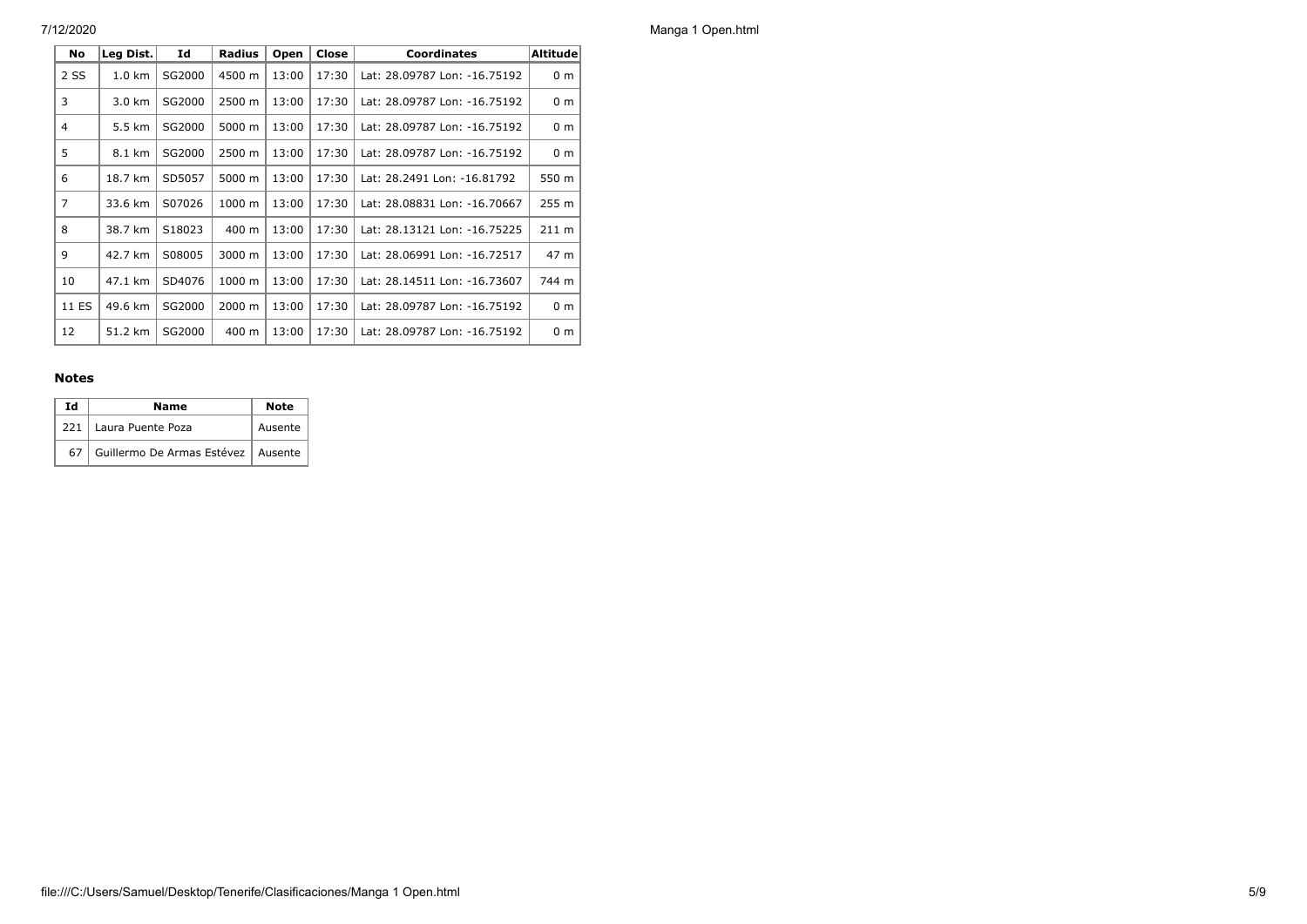| No | Leg Dist. | Id | Radius | Open | Close | Coordinates | Altitude |
|---|---|---|---|---|---|---|---|
| 2 SS | 1.0 km | SG2000 | 4500 m | 13:00 | 17:30 | Lat: 28.09787 Lon: -16.75192 | 0 m |
| 3 | 3.0 km | SG2000 | 2500 m | 13:00 | 17:30 | Lat: 28.09787 Lon: -16.75192 | 0 m |
| 4 | 5.5 km | SG2000 | 5000 m | 13:00 | 17:30 | Lat: 28.09787 Lon: -16.75192 | 0 m |
| 5 | 8.1 km | SG2000 | 2500 m | 13:00 | 17:30 | Lat: 28.09787 Lon: -16.75192 | 0 m |
| 6 | 18.7 km | SD5057 | 5000 m | 13:00 | 17:30 | Lat: 28.2491 Lon: -16.81792 | 550 m |
| 7 | 33.6 km | S07026 | 1000 m | 13:00 | 17:30 | Lat: 28.08831 Lon: -16.70667 | 255 m |
| 8 | 38.7 km | S18023 | 400 m | 13:00 | 17:30 | Lat: 28.13121 Lon: -16.75225 | 211 m |
| 9 | 42.7 km | S08005 | 3000 m | 13:00 | 17:30 | Lat: 28.06991 Lon: -16.72517 | 47 m |
| 10 | 47.1 km | SD4076 | 1000 m | 13:00 | 17:30 | Lat: 28.14511 Lon: -16.73607 | 744 m |
| 11 ES | 49.6 km | SG2000 | 2000 m | 13:00 | 17:30 | Lat: 28.09787 Lon: -16.75192 | 0 m |
| 12 | 51.2 km | SG2000 | 400 m | 13:00 | 17:30 | Lat: 28.09787 Lon: -16.75192 | 0 m |

### Notes

| Id | Name | Note |
|---|---|---|
| 221 | Laura Puente Poza | Ausente |
| 67 | Guillermo De Armas Estévez | Ausente |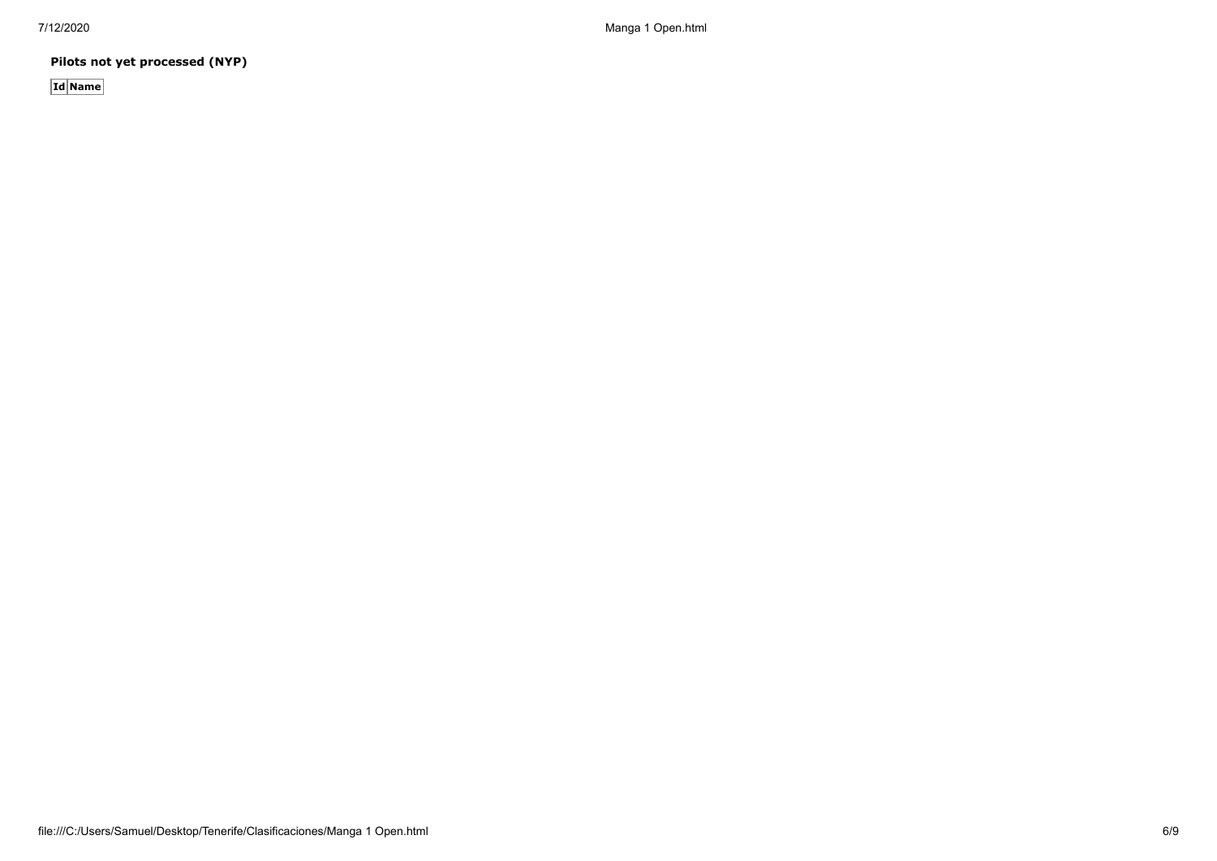**Pilots not yet processed (NYP)**

| Id | Name |
|---|---|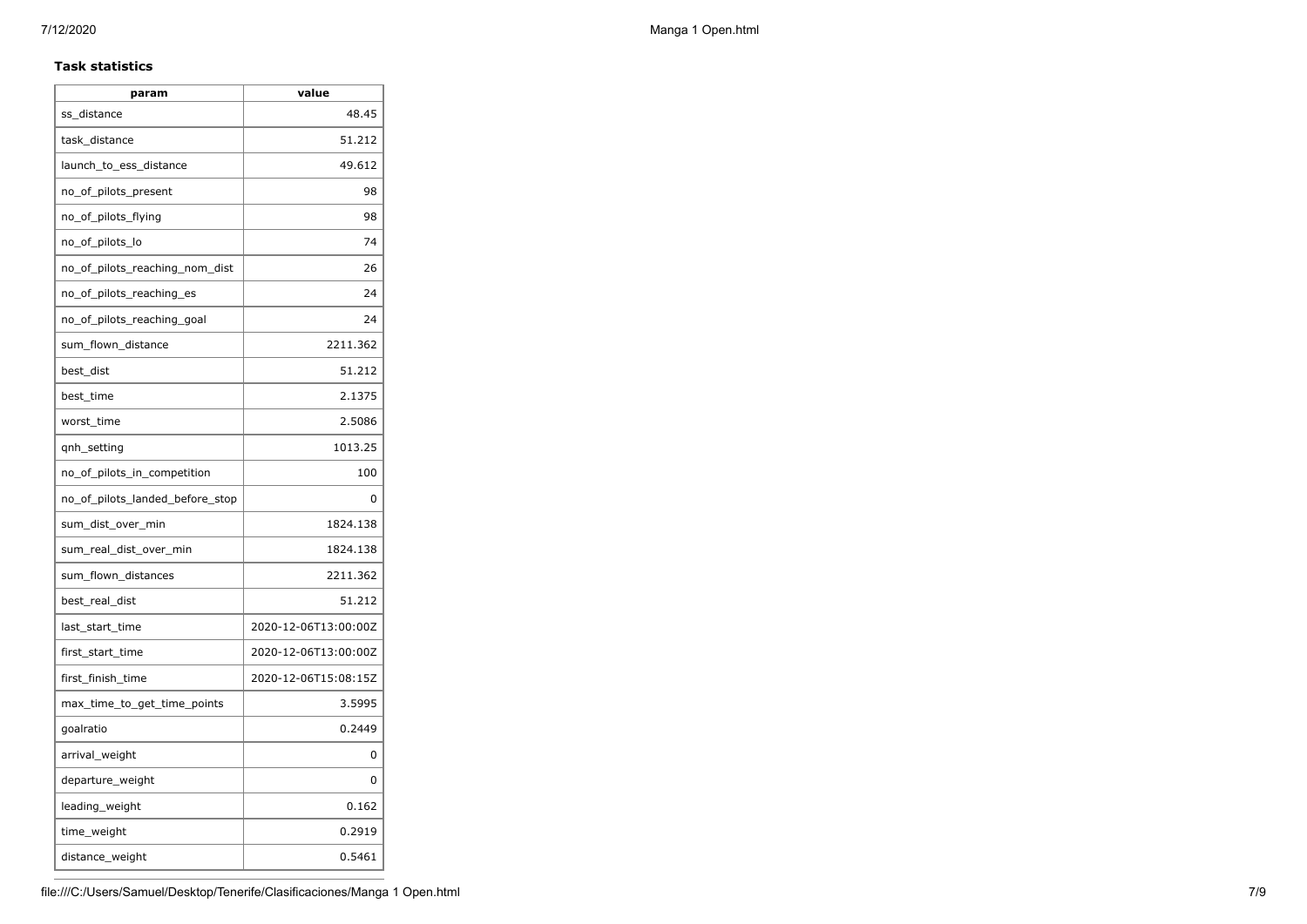**Task statistics**

| param | value |
|---|---|
| ss_distance | 48.45 |
| task_distance | 51.212 |
| launch_to_ess_distance | 49.612 |
| no_of_pilots_present | 98 |
| no_of_pilots_flying | 98 |
| no_of_pilots_lo | 74 |
| no_of_pilots_reaching_nom_dist | 26 |
| no_of_pilots_reaching_es | 24 |
| no_of_pilots_reaching_goal | 24 |
| sum_flown_distance | 2211.362 |
| best_dist | 51.212 |
| best_time | 2.1375 |
| worst_time | 2.5086 |
| qnh_setting | 1013.25 |
| no_of_pilots_in_competition | 100 |
| no_of_pilots_landed_before_stop | 0 |
| sum_dist_over_min | 1824.138 |
| sum_real_dist_over_min | 1824.138 |
| sum_flown_distances | 2211.362 |
| best_real_dist | 51.212 |
| last_start_time | 2020-12-06T13:00:00Z |
| first_start_time | 2020-12-06T13:00:00Z |
| first_finish_time | 2020-12-06T15:08:15Z |
| max_time_to_get_time_points | 3.5995 |
| goalratio | 0.2449 |
| arrival_weight | 0 |
| departure_weight | 0 |
| leading_weight | 0.162 |
| time_weight | 0.2919 |
| distance_weight | 0.5461 |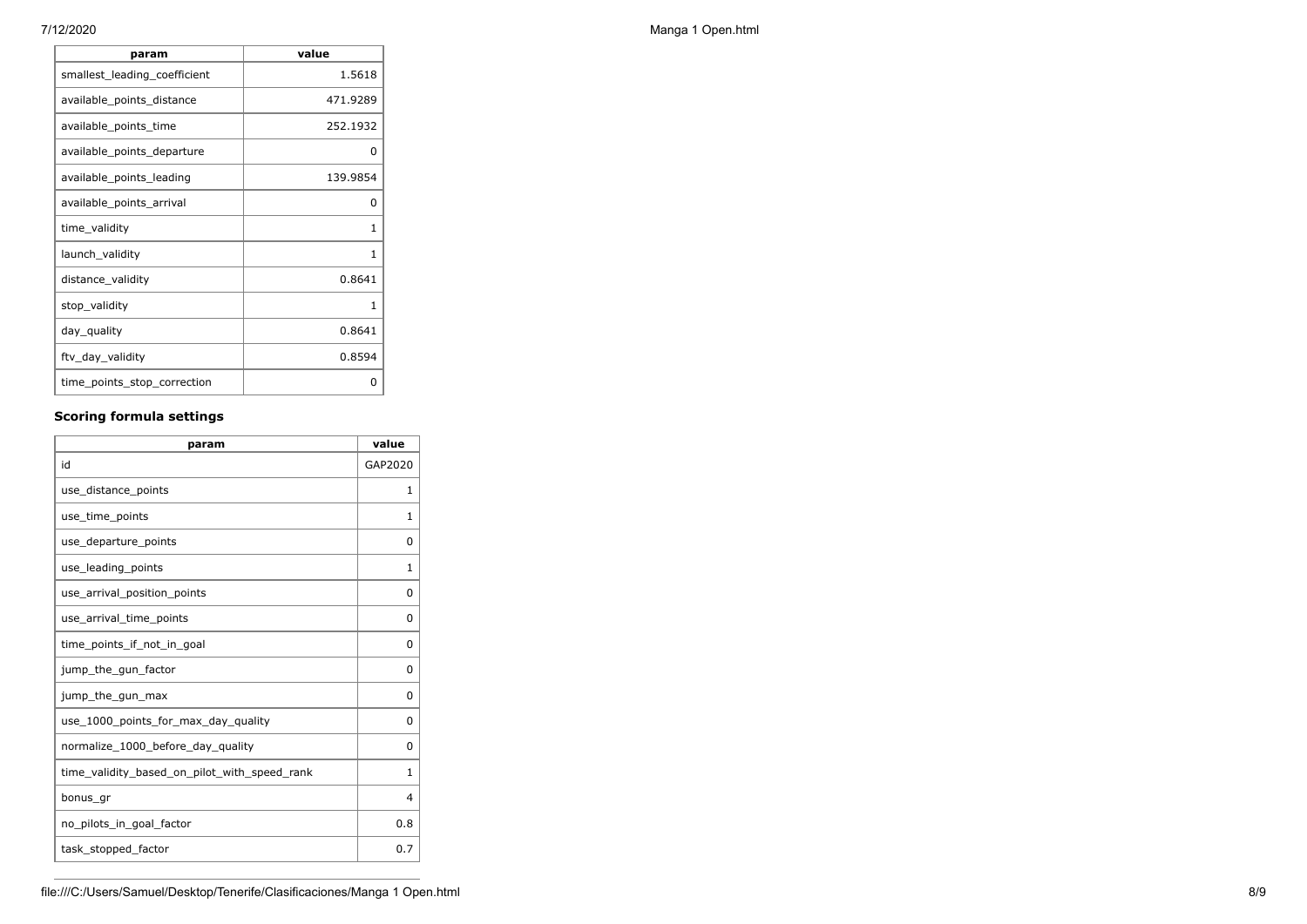| param | value |
| --- | --- |
| smallest_leading_coefficient | 1.5618 |
| available_points_distance | 471.9289 |
| available_points_time | 252.1932 |
| available_points_departure | 0 |
| available_points_leading | 139.9854 |
| available_points_arrival | 0 |
| time_validity | 1 |
| launch_validity | 1 |
| distance_validity | 0.8641 |
| stop_validity | 1 |
| day_quality | 0.8641 |
| ftv_day_validity | 0.8594 |
| time_points_stop_correction | 0 |

### Scoring formula settings

| param | value |
| --- | --- |
| id | GAP2020 |
| use_distance_points | 1 |
| use_time_points | 1 |
| use_departure_points | 0 |
| use_leading_points | 1 |
| use_arrival_position_points | 0 |
| use_arrival_time_points | 0 |
| time_points_if_not_in_goal | 0 |
| jump_the_gun_factor | 0 |
| jump_the_gun_max | 0 |
| use_1000_points_for_max_day_quality | 0 |
| normalize_1000_before_day_quality | 0 |
| time_validity_based_on_pilot_with_speed_rank | 1 |
| bonus_gr | 4 |
| no_pilots_in_goal_factor | 0.8 |
| task_stopped_factor | 0.7 |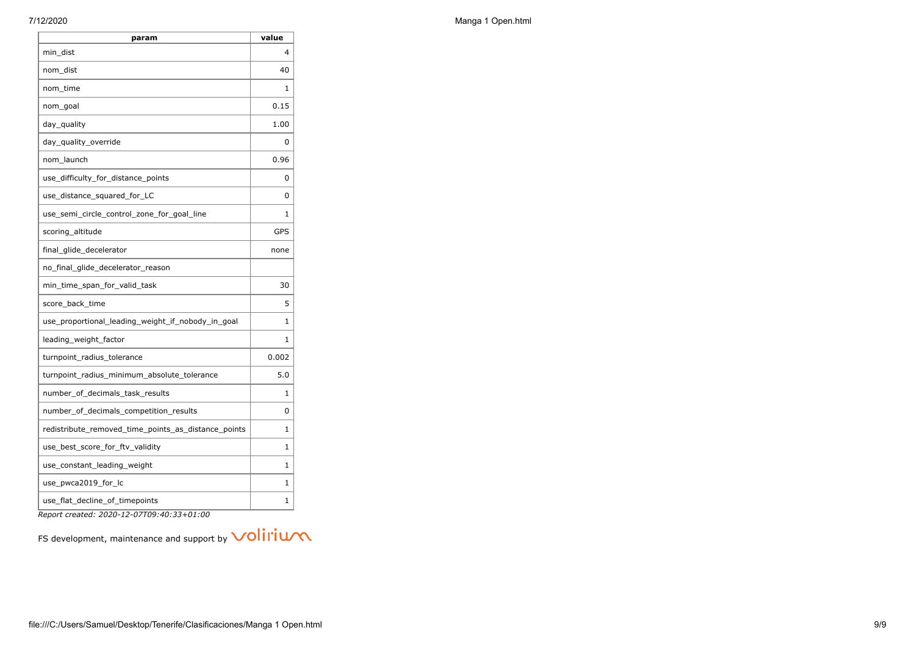| param | value |
|---|---|
| min_dist | 4 |
| nom_dist | 40 |
| nom_time | 1 |
| nom_goal | 0.15 |
| day_quality | 1.00 |
| day_quality_override | 0 |
| nom_launch | 0.96 |
| use_difficulty_for_distance_points | 0 |
| use_distance_squared_for_LC | 0 |
| use_semi_circle_control_zone_for_goal_line | 1 |
| scoring_altitude | GPS |
| final_glide_decelerator | none |
| no_final_glide_decelerator_reason | |
| min_time_span_for_valid_task | 30 |
| score_back_time | 5 |
| use_proportional_leading_weight_if_nobody_in_goal | 1 |
| leading_weight_factor | 1 |
| turnpoint_radius_tolerance | 0.002 |
| turnpoint_radius_minimum_absolute_tolerance | 5.0 |
| number_of_decimals_task_results | 1 |
| number_of_decimals_competition_results | 0 |
| redistribute_removed_time_points_as_distance_points | 1 |
| use_best_score_for_ftv_validity | 1 |
| use_constant_leading_weight | 1 |
| use_pwca2019_for_lc | 1 |
| use_flat_decline_of_timepoints | 1 |

*Report created: 2020-12-07T09:40:33+01:00*

FS development, maintenance and support by volirium